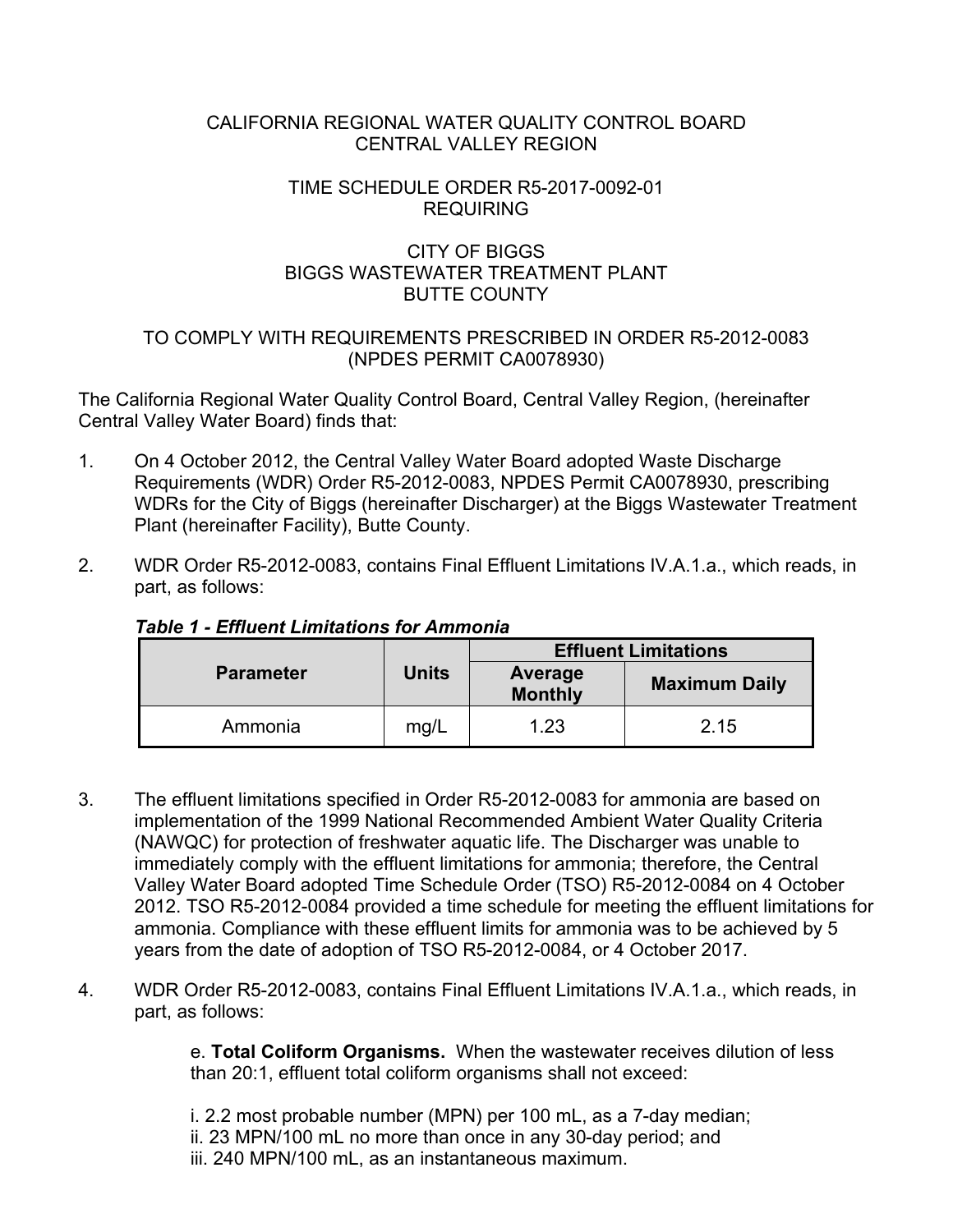CALIFORNIA REGIONAL WATER QUALITY CONTROL BOARD
CENTRAL VALLEY REGION

TIME SCHEDULE ORDER R5-2017-0092-01
REQUIRING

CITY OF BIGGS
BIGGS WASTEWATER TREATMENT PLANT
BUTTE COUNTY

TO COMPLY WITH REQUIREMENTS PRESCRIBED IN ORDER R5-2012-0083
(NPDES PERMIT CA0078930)

The California Regional Water Quality Control Board, Central Valley Region, (hereinafter Central Valley Water Board) finds that:

1. On 4 October 2012, the Central Valley Water Board adopted Waste Discharge Requirements (WDR) Order R5-2012-0083, NPDES Permit CA0078930, prescribing WDRs for the City of Biggs (hereinafter Discharger) at the Biggs Wastewater Treatment Plant (hereinafter Facility), Butte County.

2. WDR Order R5-2012-0083, contains Final Effluent Limitations IV.A.1.a., which reads, in part, as follows:

***Table 1 - Effluent Limitations for Ammonia***

| Parameter | Units | Effluent Limitations | |
|---|---|---|---|
| | | Average Monthly | Maximum Daily |
| Ammonia | mg/L | 1.23 | 2.15 |

3. The effluent limitations specified in Order R5-2012-0083 for ammonia are based on implementation of the 1999 National Recommended Ambient Water Quality Criteria (NAWQC) for protection of freshwater aquatic life. The Discharger was unable to immediately comply with the effluent limitations for ammonia; therefore, the Central Valley Water Board adopted Time Schedule Order (TSO) R5-2012-0084 on 4 October 2012. TSO R5-2012-0084 provided a time schedule for meeting the effluent limitations for ammonia. Compliance with these effluent limits for ammonia was to be achieved by 5 years from the date of adoption of TSO R5-2012-0084, or 4 October 2017.

4. WDR Order R5-2012-0083, contains Final Effluent Limitations IV.A.1.a., which reads, in part, as follows:

   e. **Total Coliform Organisms.** When the wastewater receives dilution of less than 20:1, effluent total coliform organisms shall not exceed:

   i. 2.2 most probable number (MPN) per 100 mL, as a 7-day median;
   ii. 23 MPN/100 mL no more than once in any 30-day period; and
   iii. 240 MPN/100 mL, as an instantaneous maximum.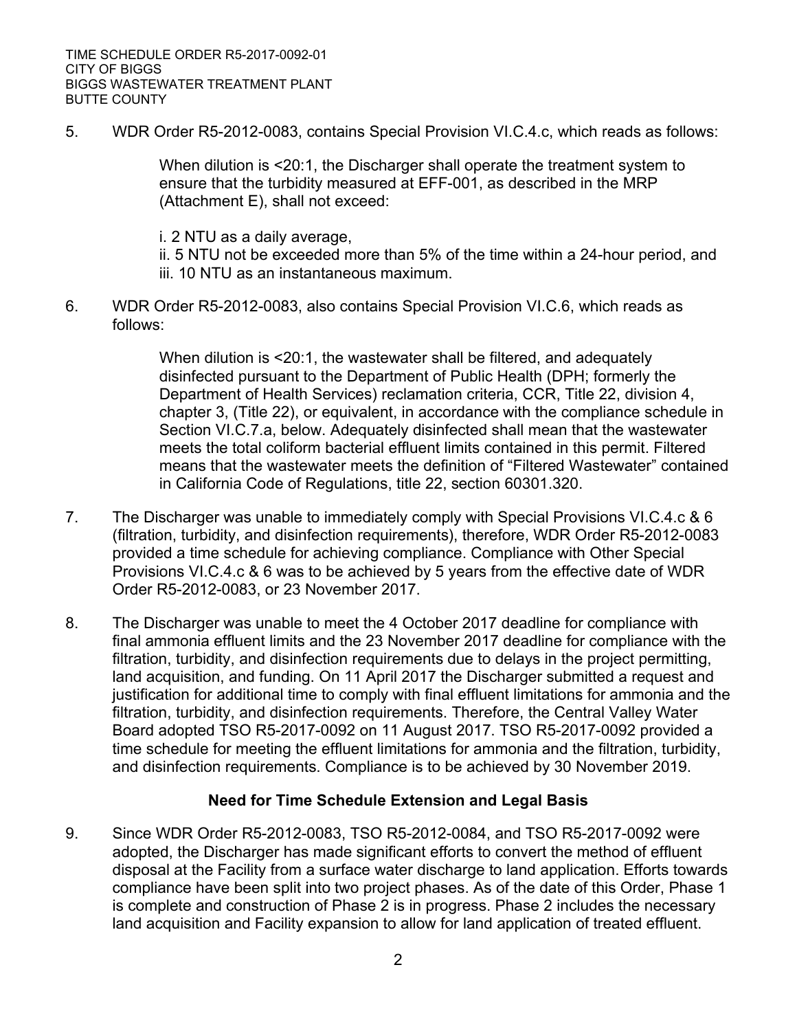5. WDR Order R5-2012-0083, contains Special Provision VI.C.4.c, which reads as follows:

   When dilution is <20:1, the Discharger shall operate the treatment system to ensure that the turbidity measured at EFF-001, as described in the MRP (Attachment E), shall not exceed:

   i. 2 NTU as a daily average,
   ii. 5 NTU not be exceeded more than 5% of the time within a 24-hour period, and
   iii. 10 NTU as an instantaneous maximum.

6. WDR Order R5-2012-0083, also contains Special Provision VI.C.6, which reads as follows:

   When dilution is <20:1, the wastewater shall be filtered, and adequately disinfected pursuant to the Department of Public Health (DPH; formerly the Department of Health Services) reclamation criteria, CCR, Title 22, division 4, chapter 3, (Title 22), or equivalent, in accordance with the compliance schedule in Section VI.C.7.a, below. Adequately disinfected shall mean that the wastewater meets the total coliform bacterial effluent limits contained in this permit. Filtered means that the wastewater meets the definition of "Filtered Wastewater" contained in California Code of Regulations, title 22, section 60301.320.

7. The Discharger was unable to immediately comply with Special Provisions VI.C.4.c & 6 (filtration, turbidity, and disinfection requirements), therefore, WDR Order R5-2012-0083 provided a time schedule for achieving compliance. Compliance with Other Special Provisions VI.C.4.c & 6 was to be achieved by 5 years from the effective date of WDR Order R5-2012-0083, or 23 November 2017.

8. The Discharger was unable to meet the 4 October 2017 deadline for compliance with final ammonia effluent limits and the 23 November 2017 deadline for compliance with the filtration, turbidity, and disinfection requirements due to delays in the project permitting, land acquisition, and funding. On 11 April 2017 the Discharger submitted a request and justification for additional time to comply with final effluent limitations for ammonia and the filtration, turbidity, and disinfection requirements. Therefore, the Central Valley Water Board adopted TSO R5-2017-0092 on 11 August 2017. TSO R5-2017-0092 provided a time schedule for meeting the effluent limitations for ammonia and the filtration, turbidity, and disinfection requirements. Compliance is to be achieved by 30 November 2019.

### Need for Time Schedule Extension and Legal Basis

9. Since WDR Order R5-2012-0083, TSO R5-2012-0084, and TSO R5-2017-0092 were adopted, the Discharger has made significant efforts to convert the method of effluent disposal at the Facility from a surface water discharge to land application. Efforts towards compliance have been split into two project phases. As of the date of this Order, Phase 1 is complete and construction of Phase 2 is in progress. Phase 2 includes the necessary land acquisition and Facility expansion to allow for land application of treated effluent.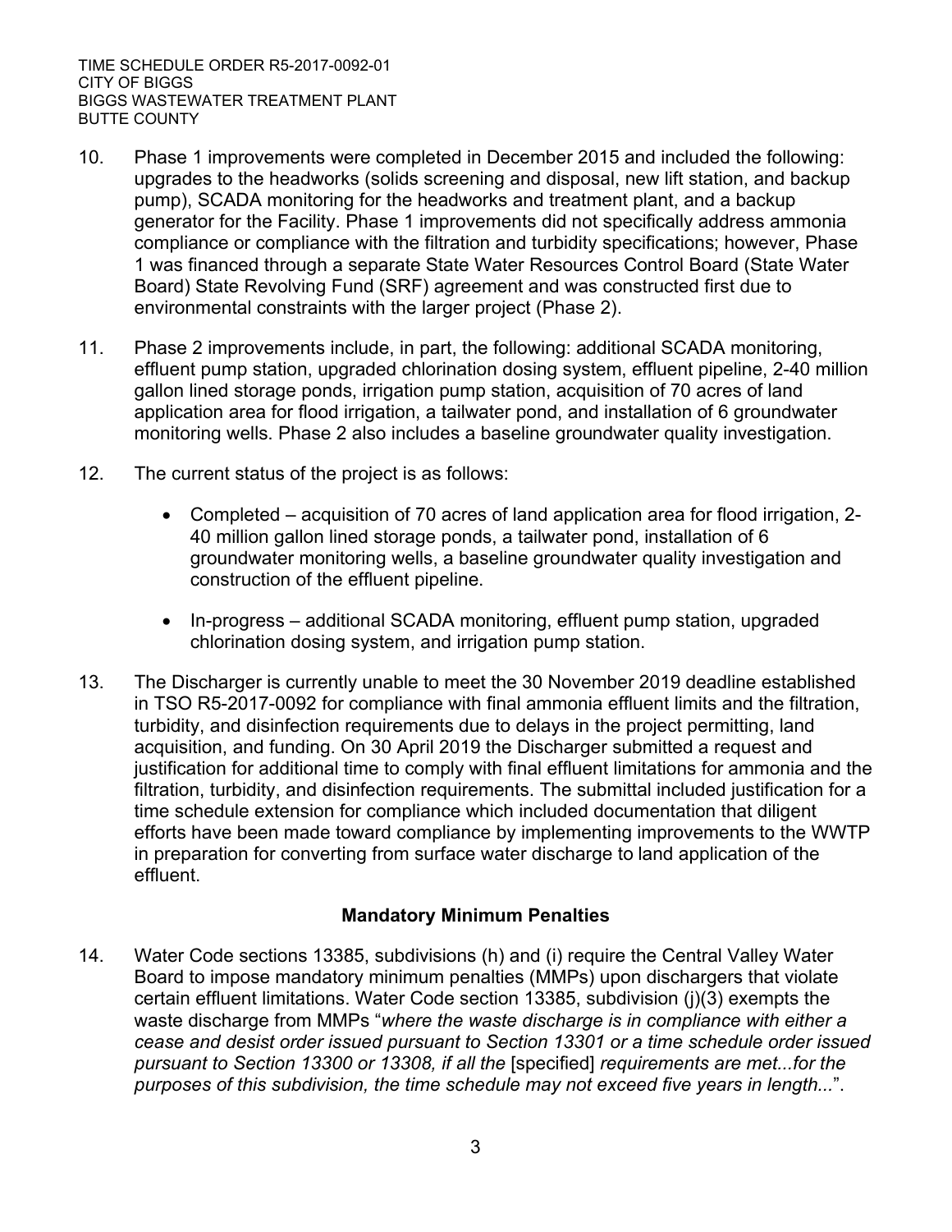10. Phase 1 improvements were completed in December 2015 and included the following: upgrades to the headworks (solids screening and disposal, new lift station, and backup pump), SCADA monitoring for the headworks and treatment plant, and a backup generator for the Facility. Phase 1 improvements did not specifically address ammonia compliance or compliance with the filtration and turbidity specifications; however, Phase 1 was financed through a separate State Water Resources Control Board (State Water Board) State Revolving Fund (SRF) agreement and was constructed first due to environmental constraints with the larger project (Phase 2).

11. Phase 2 improvements include, in part, the following: additional SCADA monitoring, effluent pump station, upgraded chlorination dosing system, effluent pipeline, 2-40 million gallon lined storage ponds, irrigation pump station, acquisition of 70 acres of land application area for flood irrigation, a tailwater pond, and installation of 6 groundwater monitoring wells. Phase 2 also includes a baseline groundwater quality investigation.

12. The current status of the project is as follows:

    - Completed – acquisition of 70 acres of land application area for flood irrigation, 2-40 million gallon lined storage ponds, a tailwater pond, installation of 6 groundwater monitoring wells, a baseline groundwater quality investigation and construction of the effluent pipeline.
    - In-progress – additional SCADA monitoring, effluent pump station, upgraded chlorination dosing system, and irrigation pump station.

13. The Discharger is currently unable to meet the 30 November 2019 deadline established in TSO R5-2017-0092 for compliance with final ammonia effluent limits and the filtration, turbidity, and disinfection requirements due to delays in the project permitting, land acquisition, and funding. On 30 April 2019 the Discharger submitted a request and justification for additional time to comply with final effluent limitations for ammonia and the filtration, turbidity, and disinfection requirements. The submittal included justification for a time schedule extension for compliance which included documentation that diligent efforts have been made toward compliance by implementing improvements to the WWTP in preparation for converting from surface water discharge to land application of the effluent.

### Mandatory Minimum Penalties

14. Water Code sections 13385, subdivisions (h) and (i) require the Central Valley Water Board to impose mandatory minimum penalties (MMPs) upon dischargers that violate certain effluent limitations. Water Code section 13385, subdivision (j)(3) exempts the waste discharge from MMPs "*where the waste discharge is in compliance with either a cease and desist order issued pursuant to Section 13301 or a time schedule order issued pursuant to Section 13300 or 13308, if all the* [specified] *requirements are met...for the purposes of this subdivision, the time schedule may not exceed five years in length...*".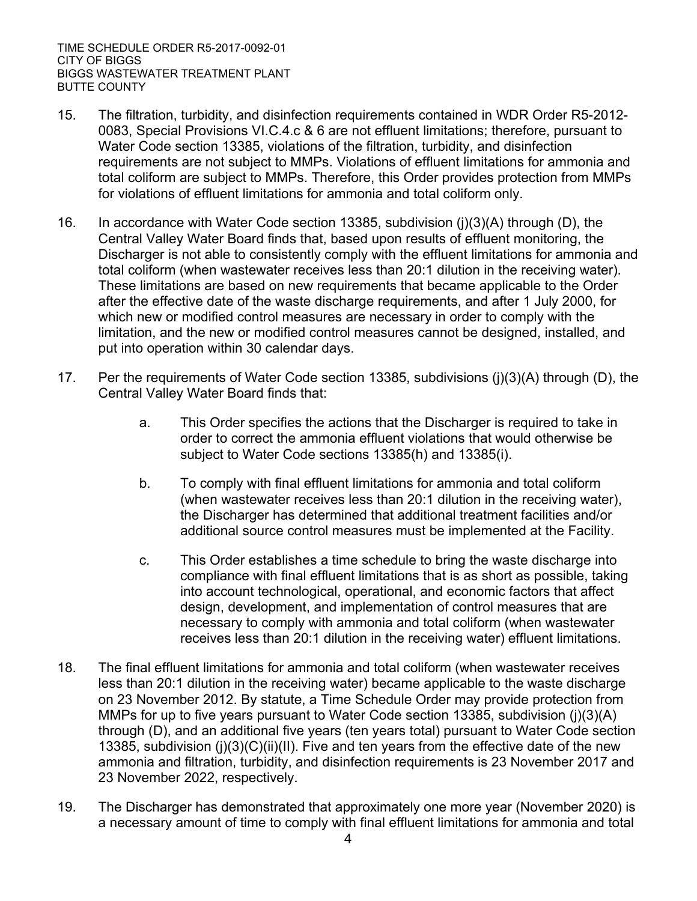15. The filtration, turbidity, and disinfection requirements contained in WDR Order R5-2012-0083, Special Provisions VI.C.4.c & 6 are not effluent limitations; therefore, pursuant to Water Code section 13385, violations of the filtration, turbidity, and disinfection requirements are not subject to MMPs. Violations of effluent limitations for ammonia and total coliform are subject to MMPs. Therefore, this Order provides protection from MMPs for violations of effluent limitations for ammonia and total coliform only.

16. In accordance with Water Code section 13385, subdivision (j)(3)(A) through (D), the Central Valley Water Board finds that, based upon results of effluent monitoring, the Discharger is not able to consistently comply with the effluent limitations for ammonia and total coliform (when wastewater receives less than 20:1 dilution in the receiving water). These limitations are based on new requirements that became applicable to the Order after the effective date of the waste discharge requirements, and after 1 July 2000, for which new or modified control measures are necessary in order to comply with the limitation, and the new or modified control measures cannot be designed, installed, and put into operation within 30 calendar days.

17. Per the requirements of Water Code section 13385, subdivisions (j)(3)(A) through (D), the Central Valley Water Board finds that:

    a. This Order specifies the actions that the Discharger is required to take in order to correct the ammonia effluent violations that would otherwise be subject to Water Code sections 13385(h) and 13385(i).

    b. To comply with final effluent limitations for ammonia and total coliform (when wastewater receives less than 20:1 dilution in the receiving water), the Discharger has determined that additional treatment facilities and/or additional source control measures must be implemented at the Facility.

    c. This Order establishes a time schedule to bring the waste discharge into compliance with final effluent limitations that is as short as possible, taking into account technological, operational, and economic factors that affect design, development, and implementation of control measures that are necessary to comply with ammonia and total coliform (when wastewater receives less than 20:1 dilution in the receiving water) effluent limitations.

18. The final effluent limitations for ammonia and total coliform (when wastewater receives less than 20:1 dilution in the receiving water) became applicable to the waste discharge on 23 November 2012. By statute, a Time Schedule Order may provide protection from MMPs for up to five years pursuant to Water Code section 13385, subdivision (j)(3)(A) through (D), and an additional five years (ten years total) pursuant to Water Code section 13385, subdivision (j)(3)(C)(ii)(II). Five and ten years from the effective date of the new ammonia and filtration, turbidity, and disinfection requirements is 23 November 2017 and 23 November 2022, respectively.

19. The Discharger has demonstrated that approximately one more year (November 2020) is a necessary amount of time to comply with final effluent limitations for ammonia and total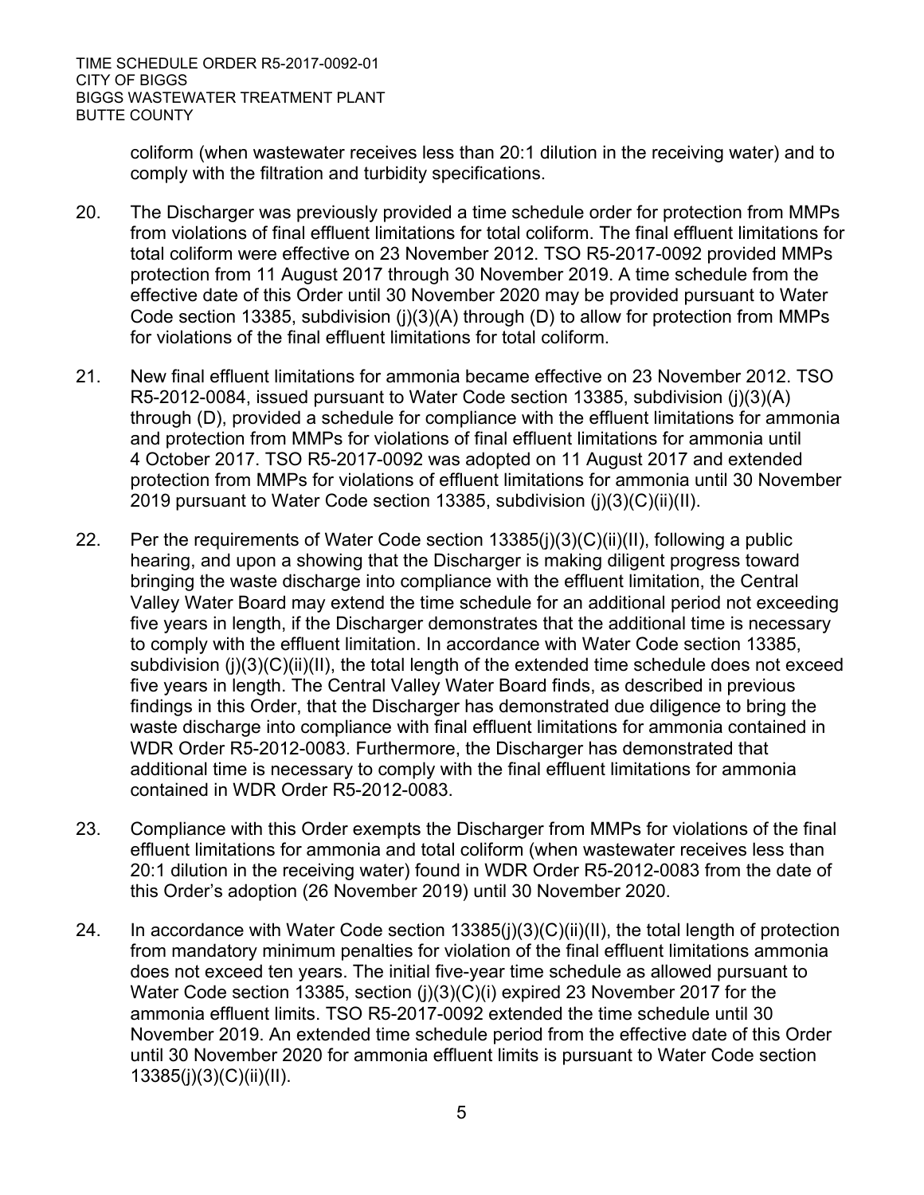coliform (when wastewater receives less than 20:1 dilution in the receiving water) and to comply with the filtration and turbidity specifications.

20. The Discharger was previously provided a time schedule order for protection from MMPs from violations of final effluent limitations for total coliform. The final effluent limitations for total coliform were effective on 23 November 2012. TSO R5-2017-0092 provided MMPs protection from 11 August 2017 through 30 November 2019. A time schedule from the effective date of this Order until 30 November 2020 may be provided pursuant to Water Code section 13385, subdivision (j)(3)(A) through (D) to allow for protection from MMPs for violations of the final effluent limitations for total coliform.

21. New final effluent limitations for ammonia became effective on 23 November 2012. TSO R5-2012-0084, issued pursuant to Water Code section 13385, subdivision (j)(3)(A) through (D), provided a schedule for compliance with the effluent limitations for ammonia and protection from MMPs for violations of final effluent limitations for ammonia until 4 October 2017. TSO R5-2017-0092 was adopted on 11 August 2017 and extended protection from MMPs for violations of effluent limitations for ammonia until 30 November 2019 pursuant to Water Code section 13385, subdivision (j)(3)(C)(ii)(II).

22. Per the requirements of Water Code section 13385(j)(3)(C)(ii)(II), following a public hearing, and upon a showing that the Discharger is making diligent progress toward bringing the waste discharge into compliance with the effluent limitation, the Central Valley Water Board may extend the time schedule for an additional period not exceeding five years in length, if the Discharger demonstrates that the additional time is necessary to comply with the effluent limitation. In accordance with Water Code section 13385, subdivision (j)(3)(C)(ii)(II), the total length of the extended time schedule does not exceed five years in length. The Central Valley Water Board finds, as described in previous findings in this Order, that the Discharger has demonstrated due diligence to bring the waste discharge into compliance with final effluent limitations for ammonia contained in WDR Order R5-2012-0083. Furthermore, the Discharger has demonstrated that additional time is necessary to comply with the final effluent limitations for ammonia contained in WDR Order R5-2012-0083.

23. Compliance with this Order exempts the Discharger from MMPs for violations of the final effluent limitations for ammonia and total coliform (when wastewater receives less than 20:1 dilution in the receiving water) found in WDR Order R5-2012-0083 from the date of this Order's adoption (26 November 2019) until 30 November 2020.

24. In accordance with Water Code section 13385(j)(3)(C)(ii)(II), the total length of protection from mandatory minimum penalties for violation of the final effluent limitations ammonia does not exceed ten years. The initial five-year time schedule as allowed pursuant to Water Code section 13385, section (j)(3)(C)(i) expired 23 November 2017 for the ammonia effluent limits. TSO R5-2017-0092 extended the time schedule until 30 November 2019. An extended time schedule period from the effective date of this Order until 30 November 2020 for ammonia effluent limits is pursuant to Water Code section 13385(j)(3)(C)(ii)(II).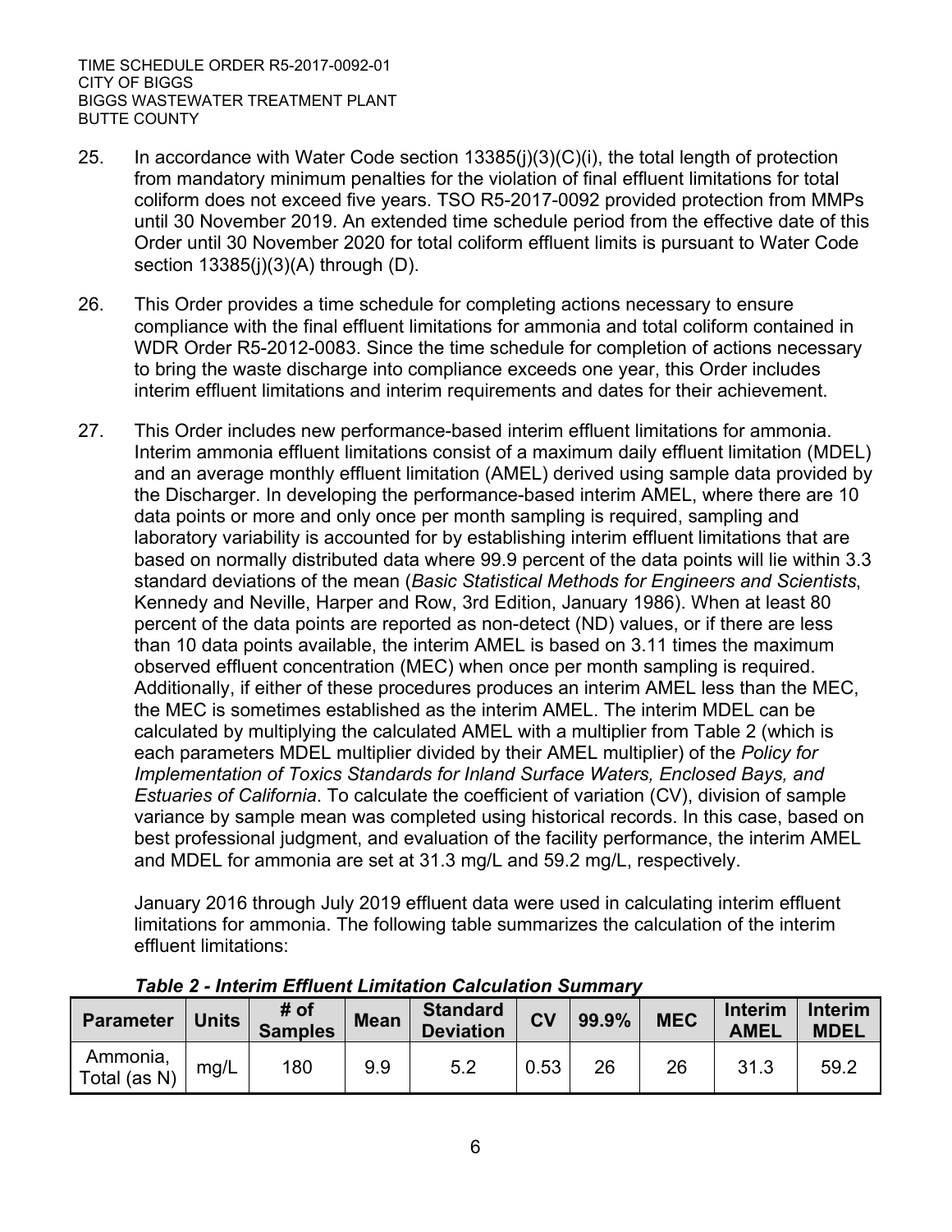25. In accordance with Water Code section 13385(j)(3)(C)(i), the total length of protection from mandatory minimum penalties for the violation of final effluent limitations for total coliform does not exceed five years. TSO R5-2017-0092 provided protection from MMPs until 30 November 2019. An extended time schedule period from the effective date of this Order until 30 November 2020 for total coliform effluent limits is pursuant to Water Code section 13385(j)(3)(A) through (D).

26. This Order provides a time schedule for completing actions necessary to ensure compliance with the final effluent limitations for ammonia and total coliform contained in WDR Order R5-2012-0083. Since the time schedule for completion of actions necessary to bring the waste discharge into compliance exceeds one year, this Order includes interim effluent limitations and interim requirements and dates for their achievement.

27. This Order includes new performance-based interim effluent limitations for ammonia. Interim ammonia effluent limitations consist of a maximum daily effluent limitation (MDEL) and an average monthly effluent limitation (AMEL) derived using sample data provided by the Discharger. In developing the performance-based interim AMEL, where there are 10 data points or more and only once per month sampling is required, sampling and laboratory variability is accounted for by establishing interim effluent limitations that are based on normally distributed data where 99.9 percent of the data points will lie within 3.3 standard deviations of the mean (*Basic Statistical Methods for Engineers and Scientists*, Kennedy and Neville, Harper and Row, 3rd Edition, January 1986). When at least 80 percent of the data points are reported as non-detect (ND) values, or if there are less than 10 data points available, the interim AMEL is based on 3.11 times the maximum observed effluent concentration (MEC) when once per month sampling is required. Additionally, if either of these procedures produces an interim AMEL less than the MEC, the MEC is sometimes established as the interim AMEL. The interim MDEL can be calculated by multiplying the calculated AMEL with a multiplier from Table 2 (which is each parameters MDEL multiplier divided by their AMEL multiplier) of the *Policy for Implementation of Toxics Standards for Inland Surface Waters, Enclosed Bays, and Estuaries of California*. To calculate the coefficient of variation (CV), division of sample variance by sample mean was completed using historical records. In this case, based on best professional judgment, and evaluation of the facility performance, the interim AMEL and MDEL for ammonia are set at 31.3 mg/L and 59.2 mg/L, respectively.

    January 2016 through July 2019 effluent data were used in calculating interim effluent limitations for ammonia. The following table summarizes the calculation of the interim effluent limitations:

***Table 2 - Interim Effluent Limitation Calculation Summary***

| Parameter | Units | # of Samples | Mean | Standard Deviation | CV | 99.9% | MEC | Interim AMEL | Interim MDEL |
|---|---|---|---|---|---|---|---|---|---|
| Ammonia, Total (as N) | mg/L | 180 | 9.9 | 5.2 | 0.53 | 26 | 26 | 31.3 | 59.2 |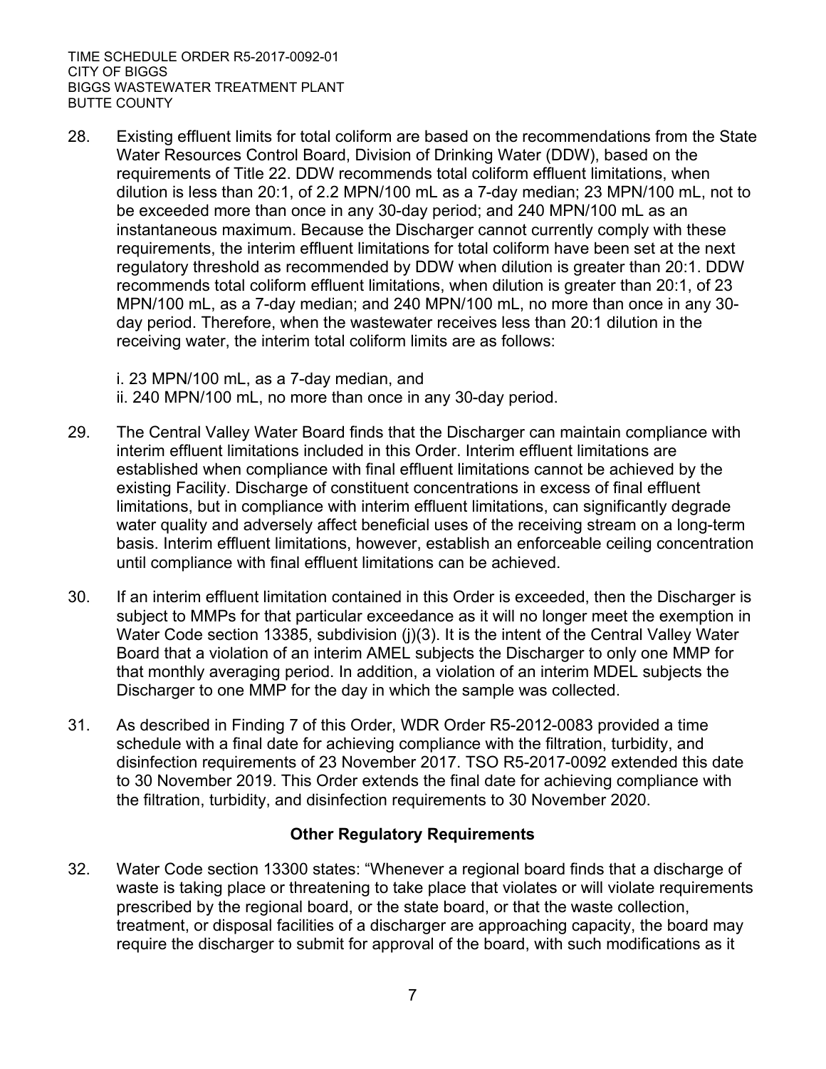28. Existing effluent limits for total coliform are based on the recommendations from the State Water Resources Control Board, Division of Drinking Water (DDW), based on the requirements of Title 22. DDW recommends total coliform effluent limitations, when dilution is less than 20:1, of 2.2 MPN/100 mL as a 7-day median; 23 MPN/100 mL, not to be exceeded more than once in any 30-day period; and 240 MPN/100 mL as an instantaneous maximum. Because the Discharger cannot currently comply with these requirements, the interim effluent limitations for total coliform have been set at the next regulatory threshold as recommended by DDW when dilution is greater than 20:1. DDW recommends total coliform effluent limitations, when dilution is greater than 20:1, of 23 MPN/100 mL, as a 7-day median; and 240 MPN/100 mL, no more than once in any 30-day period. Therefore, when the wastewater receives less than 20:1 dilution in the receiving water, the interim total coliform limits are as follows:

    i. 23 MPN/100 mL, as a 7-day median, and
    ii. 240 MPN/100 mL, no more than once in any 30-day period.

29. The Central Valley Water Board finds that the Discharger can maintain compliance with interim effluent limitations included in this Order. Interim effluent limitations are established when compliance with final effluent limitations cannot be achieved by the existing Facility. Discharge of constituent concentrations in excess of final effluent limitations, but in compliance with interim effluent limitations, can significantly degrade water quality and adversely affect beneficial uses of the receiving stream on a long-term basis. Interim effluent limitations, however, establish an enforceable ceiling concentration until compliance with final effluent limitations can be achieved.

30. If an interim effluent limitation contained in this Order is exceeded, then the Discharger is subject to MMPs for that particular exceedance as it will no longer meet the exemption in Water Code section 13385, subdivision (j)(3). It is the intent of the Central Valley Water Board that a violation of an interim AMEL subjects the Discharger to only one MMP for that monthly averaging period. In addition, a violation of an interim MDEL subjects the Discharger to one MMP for the day in which the sample was collected.

31. As described in Finding 7 of this Order, WDR Order R5-2012-0083 provided a time schedule with a final date for achieving compliance with the filtration, turbidity, and disinfection requirements of 23 November 2017. TSO R5-2017-0092 extended this date to 30 November 2019. This Order extends the final date for achieving compliance with the filtration, turbidity, and disinfection requirements to 30 November 2020.

### Other Regulatory Requirements

32. Water Code section 13300 states: "Whenever a regional board finds that a discharge of waste is taking place or threatening to take place that violates or will violate requirements prescribed by the regional board, or the state board, or that the waste collection, treatment, or disposal facilities of a discharger are approaching capacity, the board may require the discharger to submit for approval of the board, with such modifications as it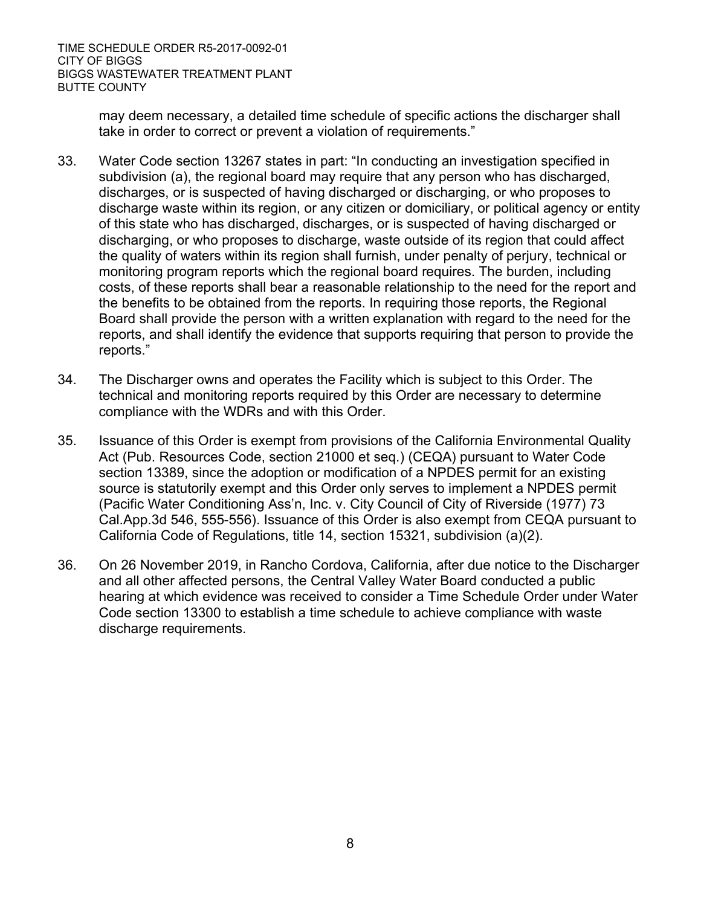may deem necessary, a detailed time schedule of specific actions the discharger shall take in order to correct or prevent a violation of requirements."

33. Water Code section 13267 states in part: "In conducting an investigation specified in subdivision (a), the regional board may require that any person who has discharged, discharges, or is suspected of having discharged or discharging, or who proposes to discharge waste within its region, or any citizen or domiciliary, or political agency or entity of this state who has discharged, discharges, or is suspected of having discharged or discharging, or who proposes to discharge, waste outside of its region that could affect the quality of waters within its region shall furnish, under penalty of perjury, technical or monitoring program reports which the regional board requires. The burden, including costs, of these reports shall bear a reasonable relationship to the need for the report and the benefits to be obtained from the reports. In requiring those reports, the Regional Board shall provide the person with a written explanation with regard to the need for the reports, and shall identify the evidence that supports requiring that person to provide the reports."

34. The Discharger owns and operates the Facility which is subject to this Order. The technical and monitoring reports required by this Order are necessary to determine compliance with the WDRs and with this Order.

35. Issuance of this Order is exempt from provisions of the California Environmental Quality Act (Pub. Resources Code, section 21000 et seq.) (CEQA) pursuant to Water Code section 13389, since the adoption or modification of a NPDES permit for an existing source is statutorily exempt and this Order only serves to implement a NPDES permit (Pacific Water Conditioning Ass'n, Inc. v. City Council of City of Riverside (1977) 73 Cal.App.3d 546, 555-556). Issuance of this Order is also exempt from CEQA pursuant to California Code of Regulations, title 14, section 15321, subdivision (a)(2).

36. On 26 November 2019, in Rancho Cordova, California, after due notice to the Discharger and all other affected persons, the Central Valley Water Board conducted a public hearing at which evidence was received to consider a Time Schedule Order under Water Code section 13300 to establish a time schedule to achieve compliance with waste discharge requirements.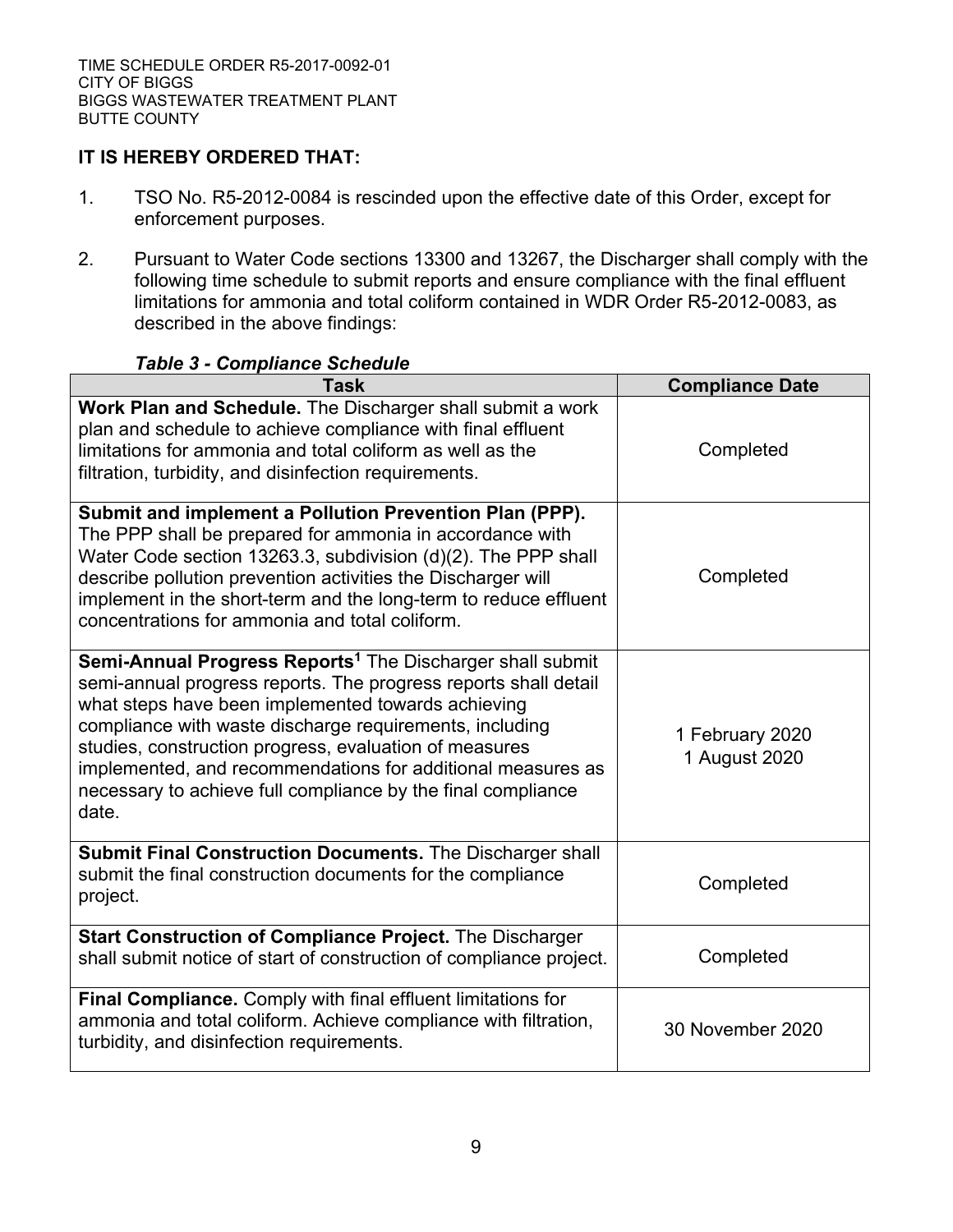**IT IS HEREBY ORDERED THAT:**

1. TSO No. R5-2012-0084 is rescinded upon the effective date of this Order, except for enforcement purposes.

2. Pursuant to Water Code sections 13300 and 13267, the Discharger shall comply with the following time schedule to submit reports and ensure compliance with the final effluent limitations for ammonia and total coliform contained in WDR Order R5-2012-0083, as described in the above findings:

***Table 3 - Compliance Schedule***

| Task | Compliance Date |
|---|---|
| **Work Plan and Schedule.** The Discharger shall submit a work plan and schedule to achieve compliance with final effluent limitations for ammonia and total coliform as well as the filtration, turbidity, and disinfection requirements. | Completed |
| **Submit and implement a Pollution Prevention Plan (PPP).** The PPP shall be prepared for ammonia in accordance with Water Code section 13263.3, subdivision (d)(2). The PPP shall describe pollution prevention activities the Discharger will implement in the short-term and the long-term to reduce effluent concentrations for ammonia and total coliform. | Completed |
| **Semi-Annual Progress Reports**[1] The Discharger shall submit semi-annual progress reports. The progress reports shall detail what steps have been implemented towards achieving compliance with waste discharge requirements, including studies, construction progress, evaluation of measures implemented, and recommendations for additional measures as necessary to achieve full compliance by the final compliance date. | 1 February 2020<br>1 August 2020 |
| **Submit Final Construction Documents.** The Discharger shall submit the final construction documents for the compliance project. | Completed |
| **Start Construction of Compliance Project.** The Discharger shall submit notice of start of construction of compliance project. | Completed |
| **Final Compliance.** Comply with final effluent limitations for ammonia and total coliform. Achieve compliance with filtration, turbidity, and disinfection requirements. | 30 November 2020 |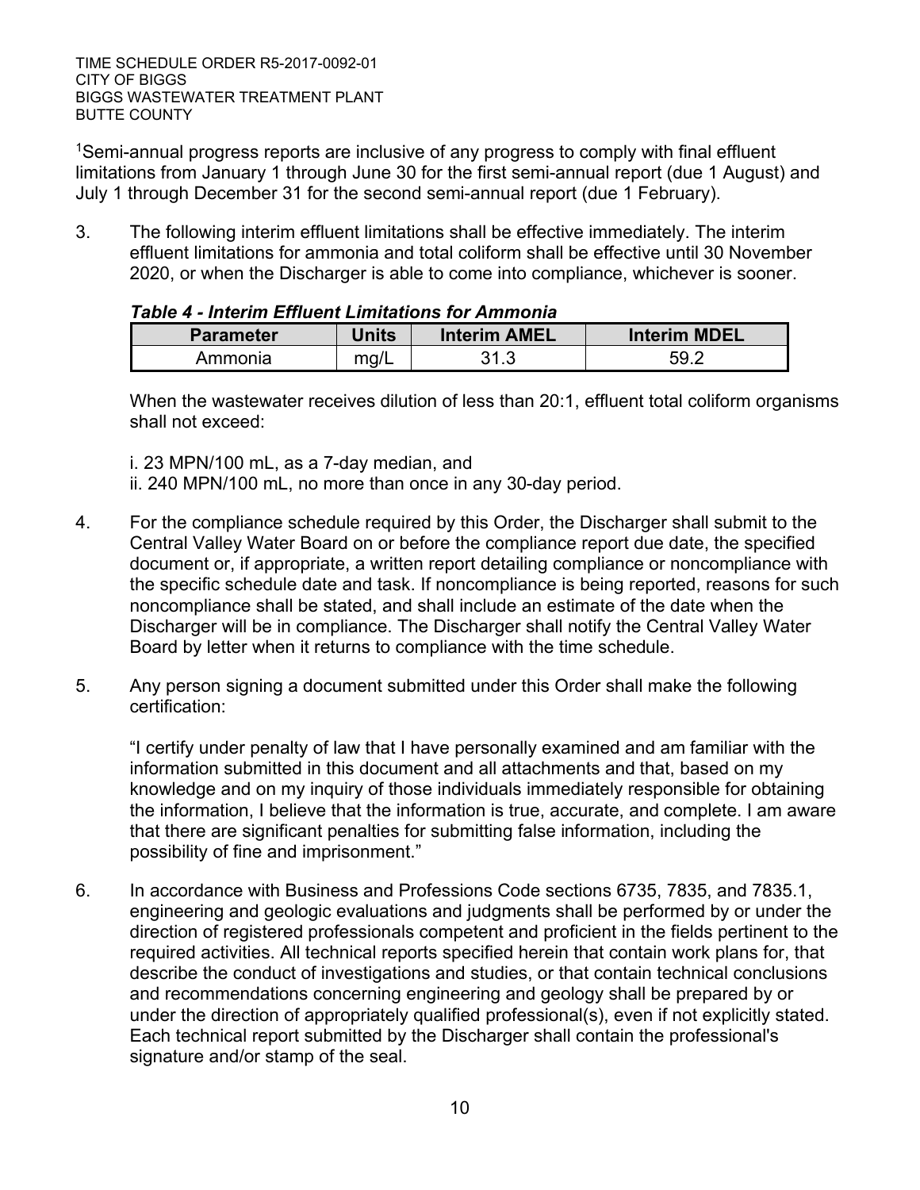[1]Semi-annual progress reports are inclusive of any progress to comply with final effluent limitations from January 1 through June 30 for the first semi-annual report (due 1 August) and July 1 through December 31 for the second semi-annual report (due 1 February).

3. The following interim effluent limitations shall be effective immediately. The interim effluent limitations for ammonia and total coliform shall be effective until 30 November 2020, or when the Discharger is able to come into compliance, whichever is sooner.

   ***Table 4 - Interim Effluent Limitations for Ammonia***

   | Parameter | Units | Interim AMEL | Interim MDEL |
   |---|---|---|---|
   | Ammonia | mg/L | 31.3 | 59.2 |

   When the wastewater receives dilution of less than 20:1, effluent total coliform organisms shall not exceed:

   i. 23 MPN/100 mL, as a 7-day median, and
   ii. 240 MPN/100 mL, no more than once in any 30-day period.

4. For the compliance schedule required by this Order, the Discharger shall submit to the Central Valley Water Board on or before the compliance report due date, the specified document or, if appropriate, a written report detailing compliance or noncompliance with the specific schedule date and task. If noncompliance is being reported, reasons for such noncompliance shall be stated, and shall include an estimate of the date when the Discharger will be in compliance. The Discharger shall notify the Central Valley Water Board by letter when it returns to compliance with the time schedule.

5. Any person signing a document submitted under this Order shall make the following certification:

   "I certify under penalty of law that I have personally examined and am familiar with the information submitted in this document and all attachments and that, based on my knowledge and on my inquiry of those individuals immediately responsible for obtaining the information, I believe that the information is true, accurate, and complete. I am aware that there are significant penalties for submitting false information, including the possibility of fine and imprisonment."

6. In accordance with Business and Professions Code sections 6735, 7835, and 7835.1, engineering and geologic evaluations and judgments shall be performed by or under the direction of registered professionals competent and proficient in the fields pertinent to the required activities. All technical reports specified herein that contain work plans for, that describe the conduct of investigations and studies, or that contain technical conclusions and recommendations concerning engineering and geology shall be prepared by or under the direction of appropriately qualified professional(s), even if not explicitly stated. Each technical report submitted by the Discharger shall contain the professional's signature and/or stamp of the seal.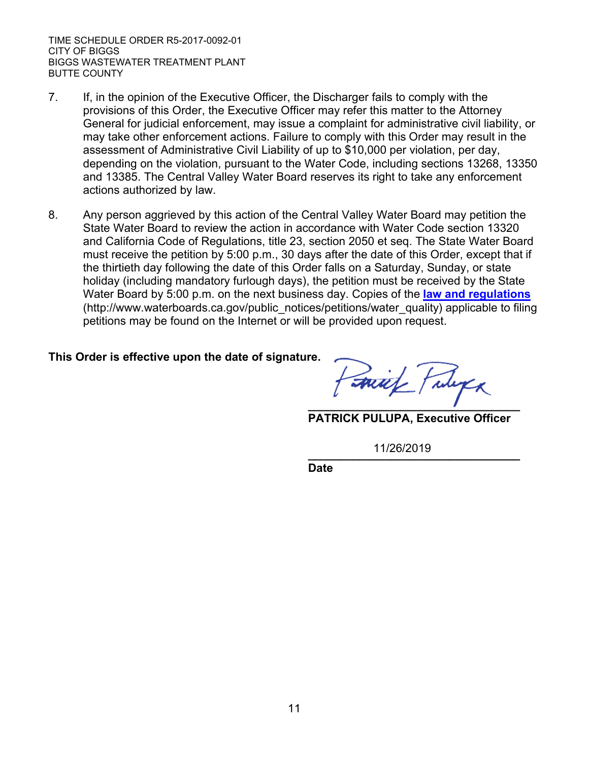7. If, in the opinion of the Executive Officer, the Discharger fails to comply with the provisions of this Order, the Executive Officer may refer this matter to the Attorney General for judicial enforcement, may issue a complaint for administrative civil liability, or may take other enforcement actions. Failure to comply with this Order may result in the assessment of Administrative Civil Liability of up to $10,000 per violation, per day, depending on the violation, pursuant to the Water Code, including sections 13268, 13350 and 13385. The Central Valley Water Board reserves its right to take any enforcement actions authorized by law.

8. Any person aggrieved by this action of the Central Valley Water Board may petition the State Water Board to review the action in accordance with Water Code section 13320 and California Code of Regulations, title 23, section 2050 et seq. The State Water Board must receive the petition by 5:00 p.m., 30 days after the date of this Order, except that if the thirtieth day following the date of this Order falls on a Saturday, Sunday, or state holiday (including mandatory furlough days), the petition must be received by the State Water Board by 5:00 p.m. on the next business day. Copies of the **law and regulations** (http://www.waterboards.ca.gov/public_notices/petitions/water_quality) applicable to filing petitions may be found on the Internet or will be provided upon request.

**This Order is effective upon the date of signature.**

**PATRICK PULUPA, Executive Officer**

11/26/2019

**Date**